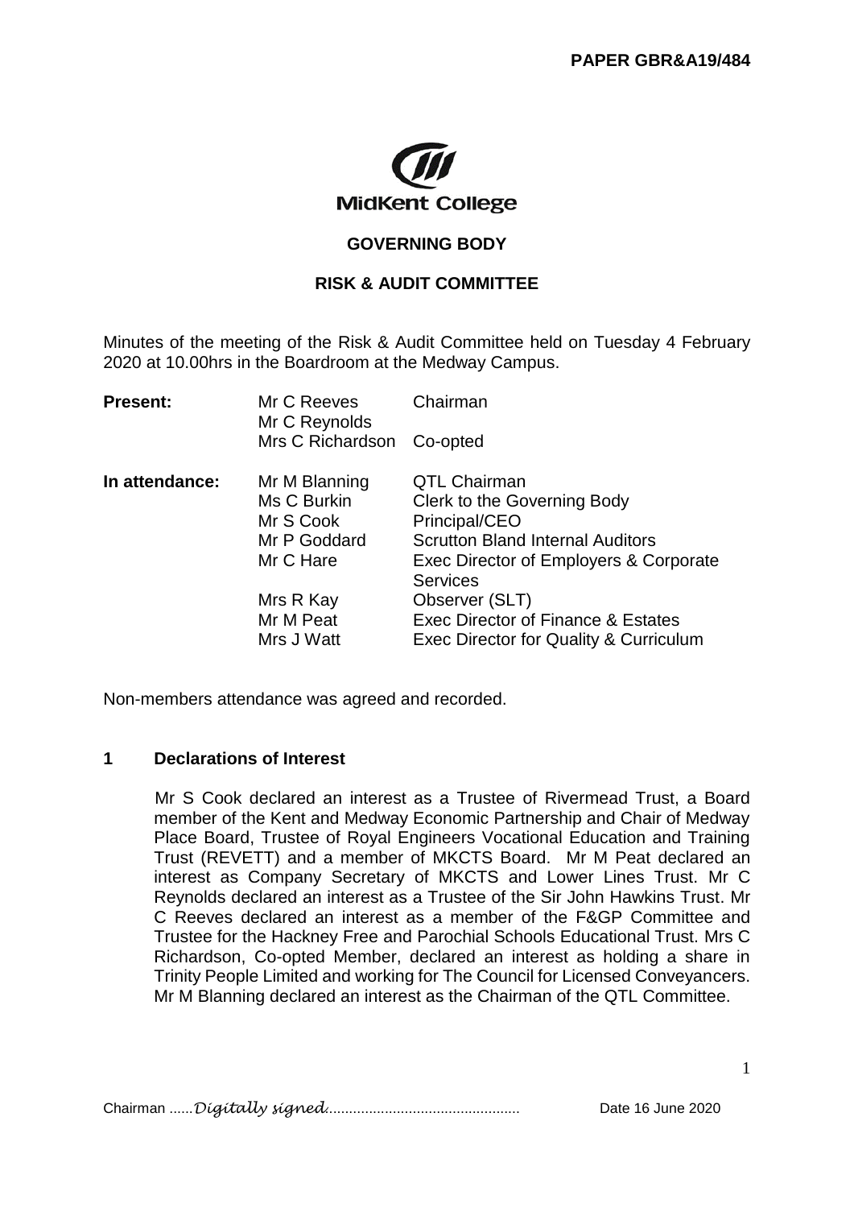PAPER GBR&A19/484

MidKent College

**GOVERNING BODY**

**RISK & AUDIT COMMITTEE**

Minutes of the meeting of the Risk & Audit Committee held on Tuesday 4 February 2020 at 10.00hrs in the Boardroom at the Medway Campus.

| | | |
|---|---|---|
| **Present:** | Mr C Reeves | Chairman |
| | Mr C Reynolds | |
| | Mrs C Richardson | Co-opted |
| **In attendance:** | Mr M Blanning | QTL Chairman |
| | Ms C Burkin | Clerk to the Governing Body |
| | Mr S Cook | Principal/CEO |
| | Mr P Goddard | Scrutton Bland Internal Auditors |
| | Mr C Hare | Exec Director of Employers & Corporate Services |
| | Mrs R Kay | Observer (SLT) |
| | Mr M Peat | Exec Director of Finance & Estates |
| | Mrs J Watt | Exec Director for Quality & Curriculum |

Non-members attendance was agreed and recorded.

## 1 Declarations of Interest

Mr S Cook declared an interest as a Trustee of Rivermead Trust, a Board member of the Kent and Medway Economic Partnership and Chair of Medway Place Board, Trustee of Royal Engineers Vocational Education and Training Trust (REVETT) and a member of MKCTS Board. Mr M Peat declared an interest as Company Secretary of MKCTS and Lower Lines Trust. Mr C Reynolds declared an interest as a Trustee of the Sir John Hawkins Trust. Mr C Reeves declared an interest as a member of the F&GP Committee and Trustee for the Hackney Free and Parochial Schools Educational Trust. Mrs C Richardson, Co-opted Member, declared an interest as holding a share in Trinity People Limited and working for The Council for Licensed Conveyancers. Mr M Blanning declared an interest as the Chairman of the QTL Committee.

Chairman ......*Digitally signed*................................................ Date 16 June 2020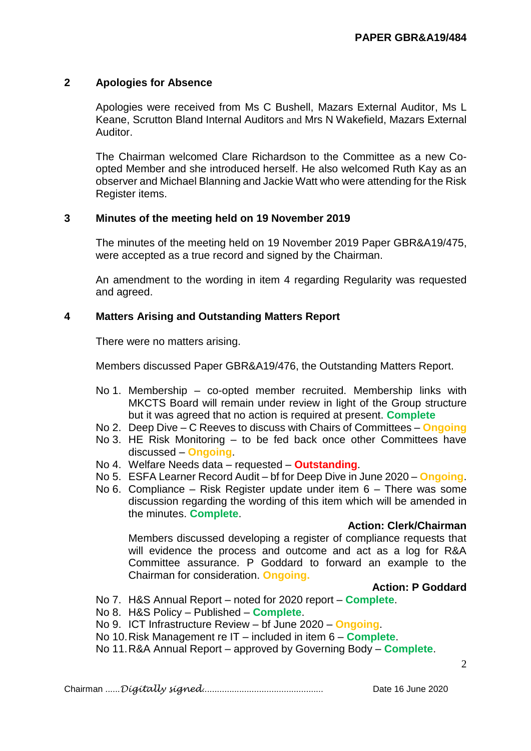PAPER GBR&A19/484

## 2 Apologies for Absence

Apologies were received from Ms C Bushell, Mazars External Auditor, Ms L Keane, Scrutton Bland Internal Auditors and Mrs N Wakefield, Mazars External Auditor.

The Chairman welcomed Clare Richardson to the Committee as a new Co-opted Member and she introduced herself. He also welcomed Ruth Kay as an observer and Michael Blanning and Jackie Watt who were attending for the Risk Register items.

## 3 Minutes of the meeting held on 19 November 2019

The minutes of the meeting held on 19 November 2019 Paper GBR&A19/475, were accepted as a true record and signed by the Chairman.

An amendment to the wording in item 4 regarding Regularity was requested and agreed.

## 4 Matters Arising and Outstanding Matters Report

There were no matters arising.

Members discussed Paper GBR&A19/476, the Outstanding Matters Report.

- No 1. Membership – co-opted member recruited. Membership links with MKCTS Board will remain under review in light of the Group structure but it was agreed that no action is required at present. **Complete**
- No 2. Deep Dive – C Reeves to discuss with Chairs of Committees – **Ongoing**
- No 3. HE Risk Monitoring – to be fed back once other Committees have discussed – **Ongoing**.
- No 4. Welfare Needs data – requested – **Outstanding**.
- No 5. ESFA Learner Record Audit – bf for Deep Dive in June 2020 – **Ongoing**.
- No 6. Compliance – Risk Register update under item 6 – There was some discussion regarding the wording of this item which will be amended in the minutes. **Complete**.

  **Action: Clerk/Chairman**

  Members discussed developing a register of compliance requests that will evidence the process and outcome and act as a log for R&A Committee assurance. P Goddard to forward an example to the Chairman for consideration. **Ongoing.**

  **Action: P Goddard**
- No 7. H&S Annual Report – noted for 2020 report – **Complete**.
- No 8. H&S Policy – Published – **Complete**.
- No 9. ICT Infrastructure Review – bf June 2020 – **Ongoing**.
- No 10. Risk Management re IT – included in item 6 – **Complete**.
- No 11. R&A Annual Report – approved by Governing Body – **Complete**.

Chairman ......*Digitally signed*................................................ Date 16 June 2020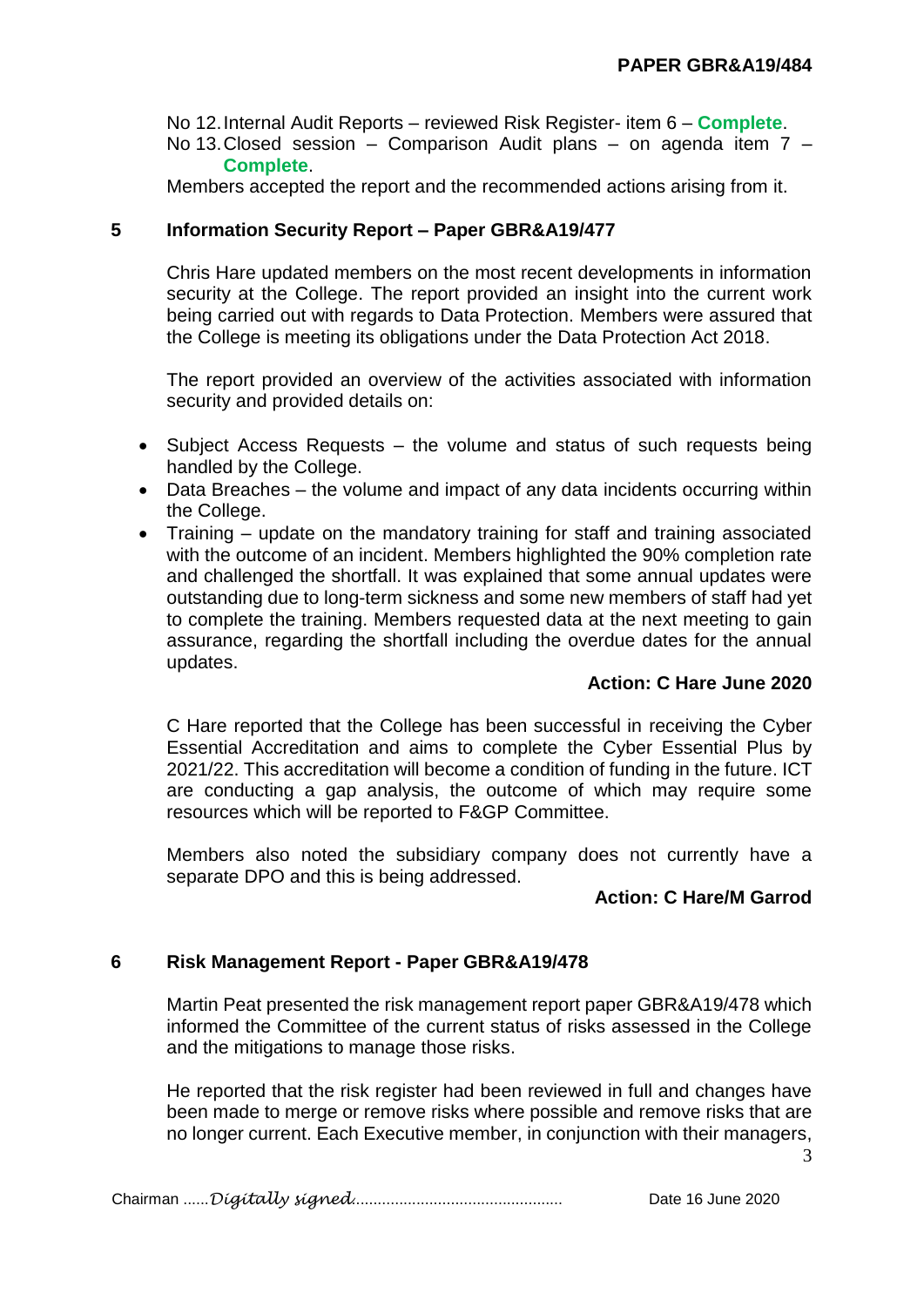No 12. Internal Audit Reports – reviewed Risk Register- item 6 – **Complete**.
No 13. Closed session – Comparison Audit plans – on agenda item 7 – **Complete**.

Members accepted the report and the recommended actions arising from it.

## 5 Information Security Report – Paper GBR&A19/477

Chris Hare updated members on the most recent developments in information security at the College. The report provided an insight into the current work being carried out with regards to Data Protection. Members were assured that the College is meeting its obligations under the Data Protection Act 2018.

The report provided an overview of the activities associated with information security and provided details on:

- Subject Access Requests – the volume and status of such requests being handled by the College.
- Data Breaches – the volume and impact of any data incidents occurring within the College.
- Training – update on the mandatory training for staff and training associated with the outcome of an incident. Members highlighted the 90% completion rate and challenged the shortfall. It was explained that some annual updates were outstanding due to long-term sickness and some new members of staff had yet to complete the training. Members requested data at the next meeting to gain assurance, regarding the shortfall including the overdue dates for the annual updates.

**Action: C Hare June 2020**

C Hare reported that the College has been successful in receiving the Cyber Essential Accreditation and aims to complete the Cyber Essential Plus by 2021/22. This accreditation will become a condition of funding in the future. ICT are conducting a gap analysis, the outcome of which may require some resources which will be reported to F&GP Committee.

Members also noted the subsidiary company does not currently have a separate DPO and this is being addressed.

**Action: C Hare/M Garrod**

## 6 Risk Management Report - Paper GBR&A19/478

Martin Peat presented the risk management report paper GBR&A19/478 which informed the Committee of the current status of risks assessed in the College and the mitigations to manage those risks.

He reported that the risk register had been reviewed in full and changes have been made to merge or remove risks where possible and remove risks that are no longer current. Each Executive member, in conjunction with their managers,

Chairman ......*Digitally signed*................................................ Date 16 June 2020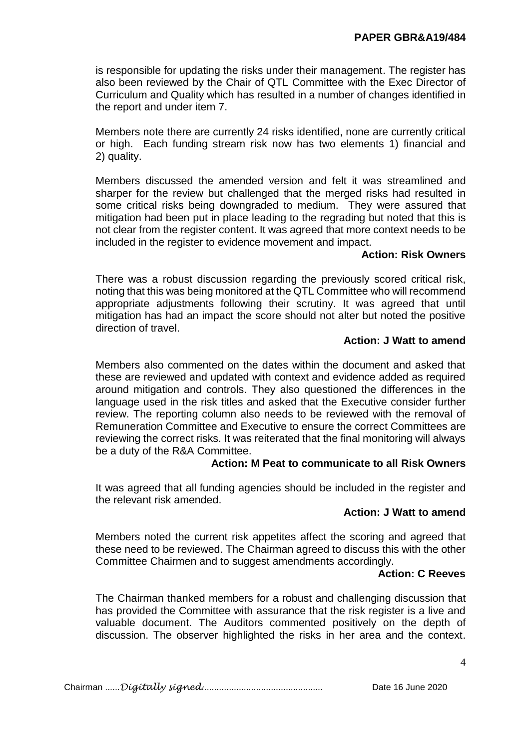is responsible for updating the risks under their management. The register has also been reviewed by the Chair of QTL Committee with the Exec Director of Curriculum and Quality which has resulted in a number of changes identified in the report and under item 7.

Members note there are currently 24 risks identified, none are currently critical or high. Each funding stream risk now has two elements 1) financial and 2) quality.

Members discussed the amended version and felt it was streamlined and sharper for the review but challenged that the merged risks had resulted in some critical risks being downgraded to medium. They were assured that mitigation had been put in place leading to the regrading but noted that this is not clear from the register content. It was agreed that more context needs to be included in the register to evidence movement and impact.

**Action: Risk Owners**

There was a robust discussion regarding the previously scored critical risk, noting that this was being monitored at the QTL Committee who will recommend appropriate adjustments following their scrutiny. It was agreed that until mitigation has had an impact the score should not alter but noted the positive direction of travel.

**Action: J Watt to amend**

Members also commented on the dates within the document and asked that these are reviewed and updated with context and evidence added as required around mitigation and controls. They also questioned the differences in the language used in the risk titles and asked that the Executive consider further review. The reporting column also needs to be reviewed with the removal of Remuneration Committee and Executive to ensure the correct Committees are reviewing the correct risks. It was reiterated that the final monitoring will always be a duty of the R&A Committee.

**Action: M Peat to communicate to all Risk Owners**

It was agreed that all funding agencies should be included in the register and the relevant risk amended.

**Action: J Watt to amend**

Members noted the current risk appetites affect the scoring and agreed that these need to be reviewed. The Chairman agreed to discuss this with the other Committee Chairmen and to suggest amendments accordingly.

**Action: C Reeves**

The Chairman thanked members for a robust and challenging discussion that has provided the Committee with assurance that the risk register is a live and valuable document. The Auditors commented positively on the depth of discussion. The observer highlighted the risks in her area and the context.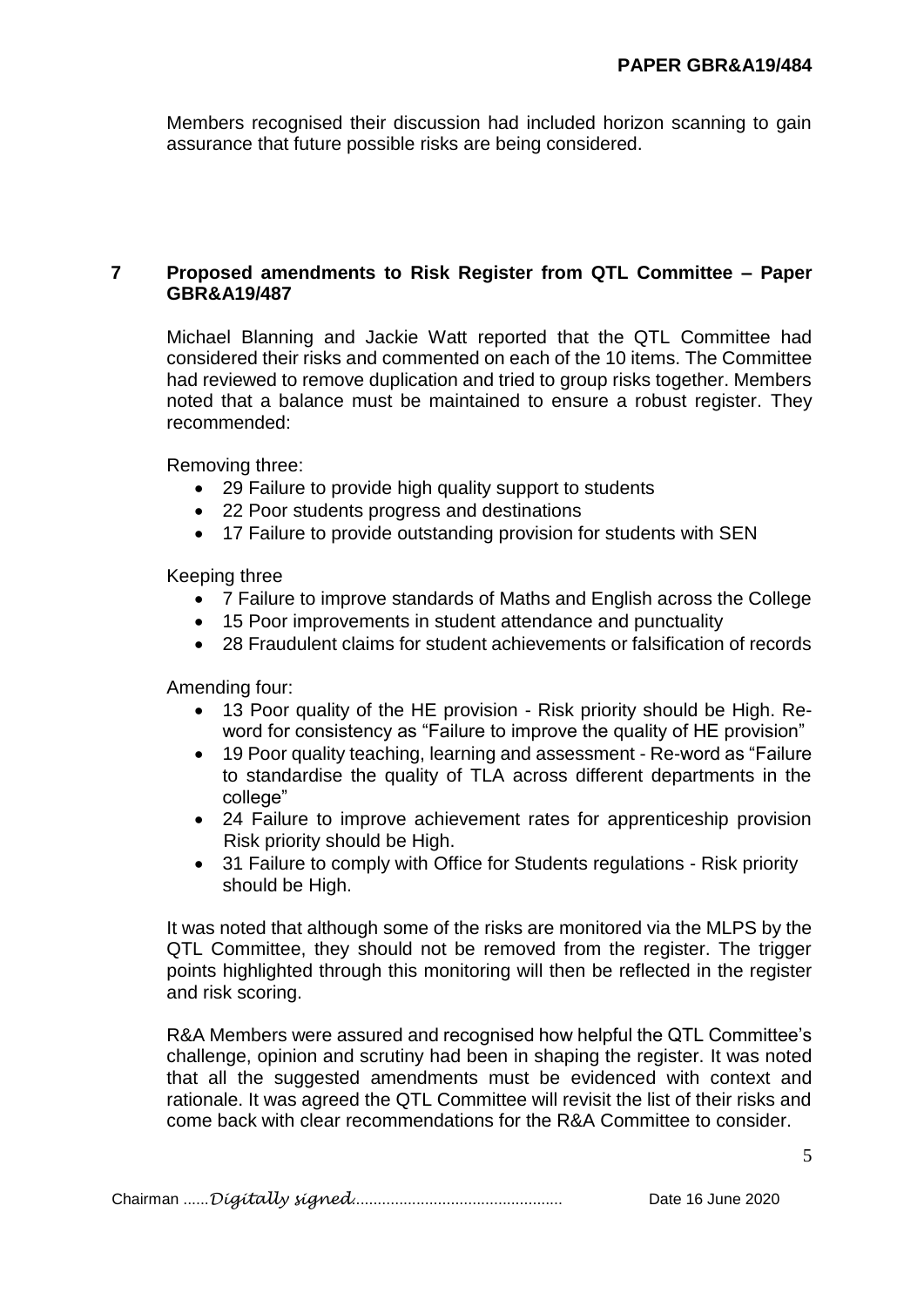Members recognised their discussion had included horizon scanning to gain assurance that future possible risks are being considered.

## 7 Proposed amendments to Risk Register from QTL Committee – Paper GBR&A19/487

Michael Blanning and Jackie Watt reported that the QTL Committee had considered their risks and commented on each of the 10 items. The Committee had reviewed to remove duplication and tried to group risks together. Members noted that a balance must be maintained to ensure a robust register. They recommended:

Removing three:

- 29 Failure to provide high quality support to students
- 22 Poor students progress and destinations
- 17 Failure to provide outstanding provision for students with SEN

Keeping three

- 7 Failure to improve standards of Maths and English across the College
- 15 Poor improvements in student attendance and punctuality
- 28 Fraudulent claims for student achievements or falsification of records

Amending four:

- 13 Poor quality of the HE provision - Risk priority should be High. Re-word for consistency as "Failure to improve the quality of HE provision"
- 19 Poor quality teaching, learning and assessment - Re-word as "Failure to standardise the quality of TLA across different departments in the college"
- 24 Failure to improve achievement rates for apprenticeship provision Risk priority should be High.
- 31 Failure to comply with Office for Students regulations - Risk priority should be High.

It was noted that although some of the risks are monitored via the MLPS by the QTL Committee, they should not be removed from the register. The trigger points highlighted through this monitoring will then be reflected in the register and risk scoring.

R&A Members were assured and recognised how helpful the QTL Committee's challenge, opinion and scrutiny had been in shaping the register. It was noted that all the suggested amendments must be evidenced with context and rationale. It was agreed the QTL Committee will revisit the list of their risks and come back with clear recommendations for the R&A Committee to consider.

Chairman ......*Digitally signed*................................................ Date 16 June 2020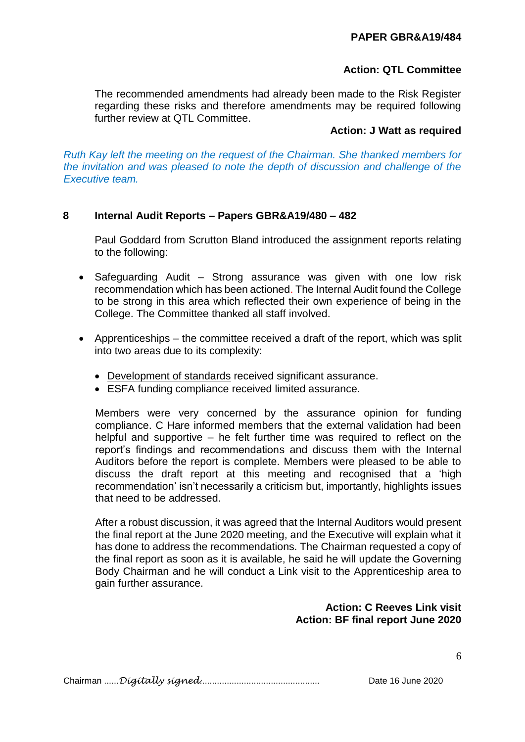**Action: QTL Committee**

The recommended amendments had already been made to the Risk Register regarding these risks and therefore amendments may be required following further review at QTL Committee.

**Action: J Watt as required**

*Ruth Kay left the meeting on the request of the Chairman. She thanked members for the invitation and was pleased to note the depth of discussion and challenge of the Executive team.*

## 8 Internal Audit Reports – Papers GBR&A19/480 – 482

Paul Goddard from Scrutton Bland introduced the assignment reports relating to the following:

- Safeguarding Audit – Strong assurance was given with one low risk recommendation which has been actioned. The Internal Audit found the College to be strong in this area which reflected their own experience of being in the College. The Committee thanked all staff involved.
- Apprenticeships – the committee received a draft of the report, which was split into two areas due to its complexity:
  - Development of standards received significant assurance.
  - ESFA funding compliance received limited assurance.

Members were very concerned by the assurance opinion for funding compliance. C Hare informed members that the external validation had been helpful and supportive – he felt further time was required to reflect on the report's findings and recommendations and discuss them with the Internal Auditors before the report is complete. Members were pleased to be able to discuss the draft report at this meeting and recognised that a 'high recommendation' isn't necessarily a criticism but, importantly, highlights issues that need to be addressed.

After a robust discussion, it was agreed that the Internal Auditors would present the final report at the June 2020 meeting, and the Executive will explain what it has done to address the recommendations. The Chairman requested a copy of the final report as soon as it is available, he said he will update the Governing Body Chairman and he will conduct a Link visit to the Apprenticeship area to gain further assurance.

**Action: C Reeves Link visit**
**Action: BF final report June 2020**

Chairman ......*Digitally signed*................................................ Date 16 June 2020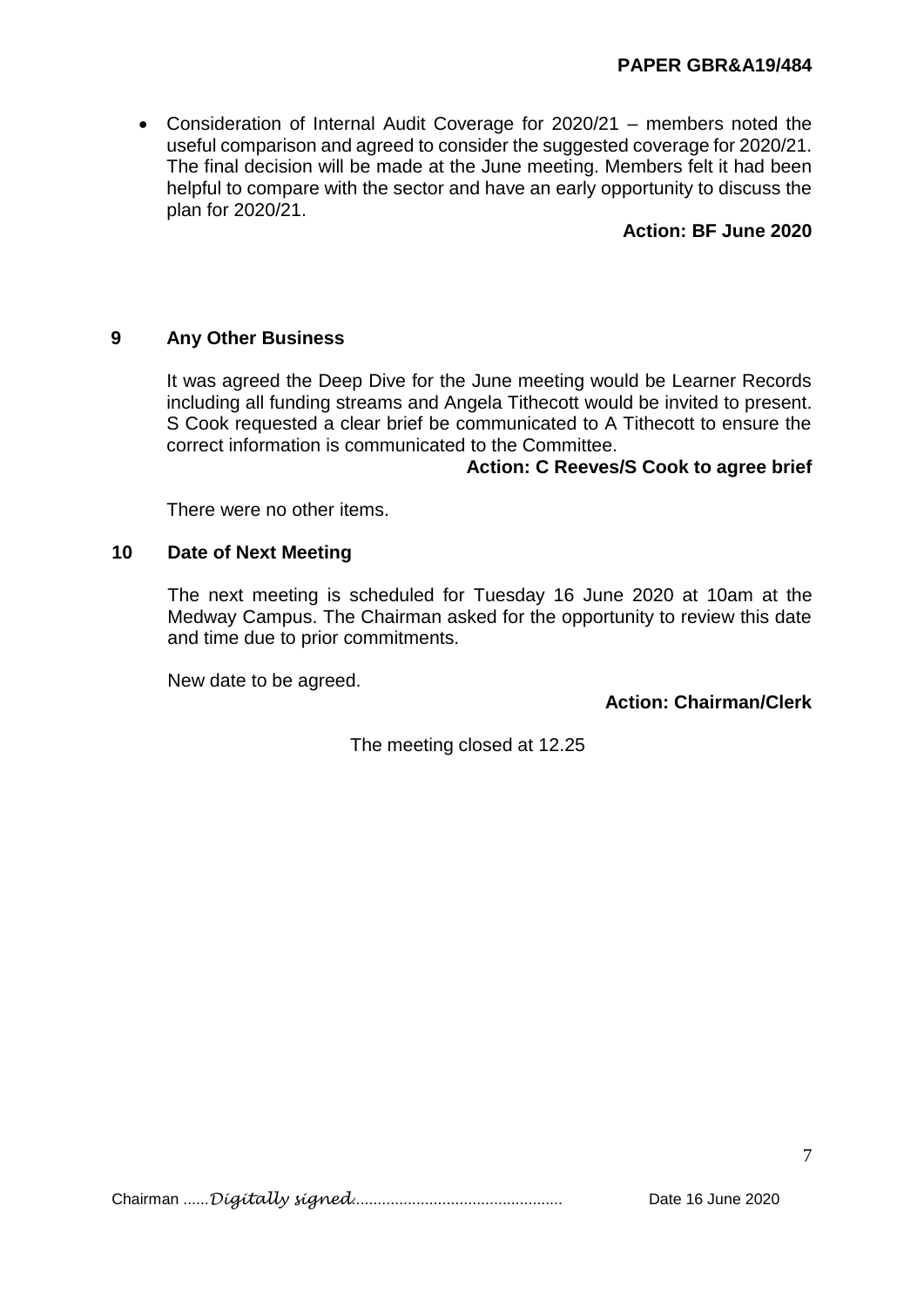- Consideration of Internal Audit Coverage for 2020/21 – members noted the useful comparison and agreed to consider the suggested coverage for 2020/21. The final decision will be made at the June meeting. Members felt it had been helpful to compare with the sector and have an early opportunity to discuss the plan for 2020/21.

**Action: BF June 2020**

## 9 Any Other Business

It was agreed the Deep Dive for the June meeting would be Learner Records including all funding streams and Angela Tithecott would be invited to present. S Cook requested a clear brief be communicated to A Tithecott to ensure the correct information is communicated to the Committee.

**Action: C Reeves/S Cook to agree brief**

There were no other items.

## 10 Date of Next Meeting

The next meeting is scheduled for Tuesday 16 June 2020 at 10am at the Medway Campus. The Chairman asked for the opportunity to review this date and time due to prior commitments.

New date to be agreed.

**Action: Chairman/Clerk**

The meeting closed at 12.25

Chairman ......*Digitally signed*................................................ Date 16 June 2020